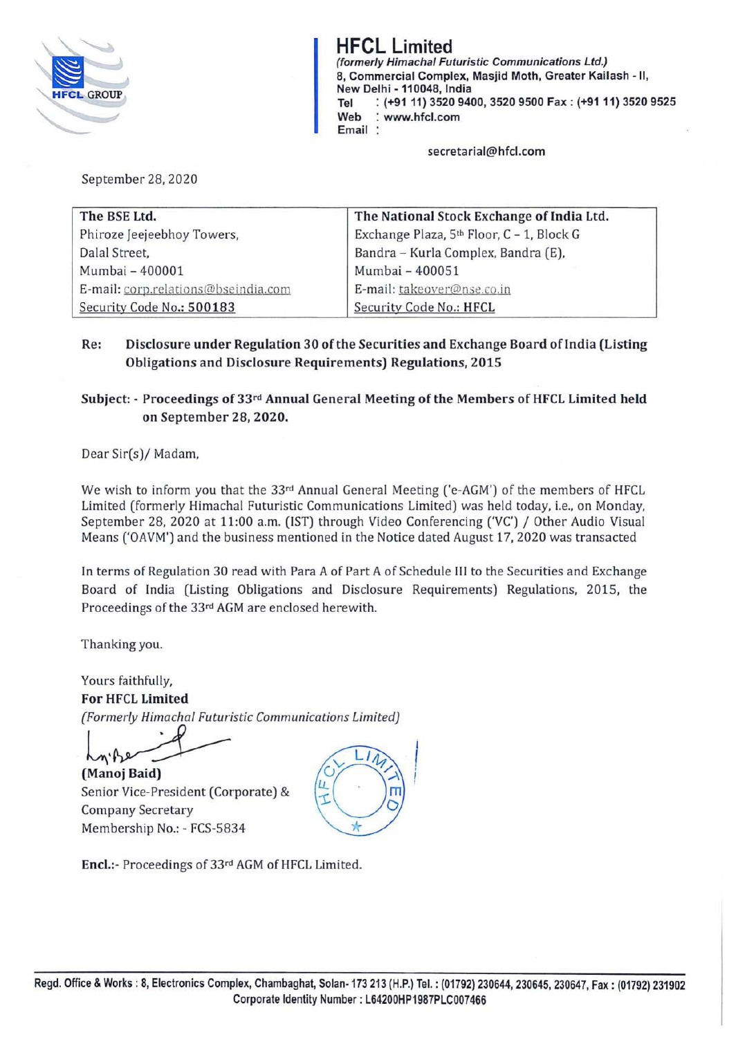# HFCL Limited

*(formerly Himachal Futuristic Communications Ltd.)*
8, Commercial Complex, Masjid Moth, Greater Kailash - II,
New Delhi - 110048, India
Tel : (+91 11) 3520 9400, 3520 9500 Fax : (+91 11) 3520 9525
Web : www.hfcl.com
Email :

secretarial@hfcl.com

September 28, 2020

| The BSE Ltd. | The National Stock Exchange of India Ltd. |
|---|---|
| Phiroze Jeejeebhoy Towers, | Exchange Plaza, 5th Floor, C – 1, Block G |
| Dalal Street, | Bandra – Kurla Complex, Bandra (E), |
| Mumbai – 400001 | Mumbai – 400051 |
| E-mail: corp.relations@bseindia.com | E-mail: takeover@nse.co.in |
| Security Code No.: 500183 | Security Code No.: HFCL |

**Re: Disclosure under Regulation 30 of the Securities and Exchange Board of India (Listing Obligations and Disclosure Requirements) Regulations, 2015**

**Subject: - Proceedings of 33rd Annual General Meeting of the Members of HFCL Limited held on September 28, 2020.**

Dear Sir(s)/ Madam,

We wish to inform you that the 33rd Annual General Meeting ('e-AGM') of the members of HFCL Limited (formerly Himachal Futuristic Communications Limited) was held today, i.e., on Monday, September 28, 2020 at 11:00 a.m. (IST) through Video Conferencing ('VC') / Other Audio Visual Means ('OAVM') and the business mentioned in the Notice dated August 17, 2020 was transacted

In terms of Regulation 30 read with Para A of Part A of Schedule III to the Securities and Exchange Board of India (Listing Obligations and Disclosure Requirements) Regulations, 2015, the Proceedings of the 33rd AGM are enclosed herewith.

Thanking you.

Yours faithfully,
**For HFCL Limited**
*(Formerly Himachal Futuristic Communications Limited)*

**(Manoj Baid)**
Senior Vice-President (Corporate) &
Company Secretary
Membership No.: - FCS-5834

**Encl.:**- Proceedings of 33rd AGM of HFCL Limited.

Regd. Office & Works : 8, Electronics Complex, Chambaghat, Solan- 173 213 (H.P.) Tel. : (01792) 230644, 230645, 230647, Fax : (01792) 231902
Corporate Identity Number : L64200HP1987PLC007466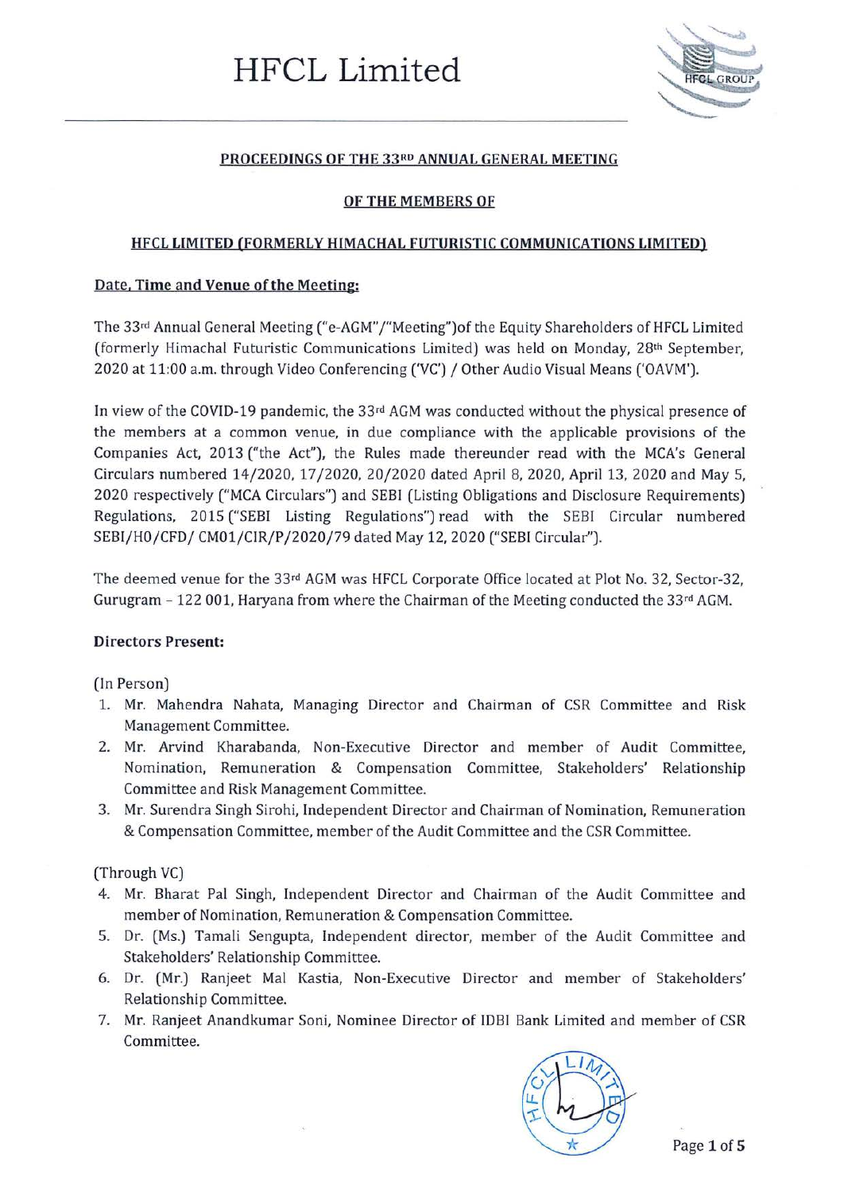# HFCL Limited

## PROCEEDINGS OF THE 33RD ANNUAL GENERAL MEETING

## OF THE MEMBERS OF

## HFCL LIMITED (FORMERLY HIMACHAL FUTURISTIC COMMUNICATIONS LIMITED)

### Date, Time and Venue of the Meeting:

The 33rd Annual General Meeting ("e-AGM"/"Meeting")of the Equity Shareholders of HFCL Limited (formerly Himachal Futuristic Communications Limited) was held on Monday, 28th September, 2020 at 11:00 a.m. through Video Conferencing ('VC') / Other Audio Visual Means ('OAVM').

In view of the COVID-19 pandemic, the 33rd AGM was conducted without the physical presence of the members at a common venue, in due compliance with the applicable provisions of the Companies Act, 2013 ("the Act"), the Rules made thereunder read with the MCA's General Circulars numbered 14/2020, 17/2020, 20/2020 dated April 8, 2020, April 13, 2020 and May 5, 2020 respectively ("MCA Circulars") and SEBI (Listing Obligations and Disclosure Requirements) Regulations, 2015 ("SEBI Listing Regulations") read with the SEBI Circular numbered SEBI/HO/CFD/ CMD1/CIR/P/2020/79 dated May 12, 2020 ("SEBI Circular").

The deemed venue for the 33rd AGM was HFCL Corporate Office located at Plot No. 32, Sector-32, Gurugram – 122 001, Haryana from where the Chairman of the Meeting conducted the 33rd AGM.

### Directors Present:

(In Person)

1. Mr. Mahendra Nahata, Managing Director and Chairman of CSR Committee and Risk Management Committee.
2. Mr. Arvind Kharabanda, Non-Executive Director and member of Audit Committee, Nomination, Remuneration & Compensation Committee, Stakeholders' Relationship Committee and Risk Management Committee.
3. Mr. Surendra Singh Sirohi, Independent Director and Chairman of Nomination, Remuneration & Compensation Committee, member of the Audit Committee and the CSR Committee.

(Through VC)

4. Mr. Bharat Pal Singh, Independent Director and Chairman of the Audit Committee and member of Nomination, Remuneration & Compensation Committee.
5. Dr. (Ms.) Tamali Sengupta, Independent director, member of the Audit Committee and Stakeholders' Relationship Committee.
6. Dr. (Mr.) Ranjeet Mal Kastia, Non-Executive Director and member of Stakeholders' Relationship Committee.
7. Mr. Ranjeet Anandkumar Soni, Nominee Director of IDBI Bank Limited and member of CSR Committee.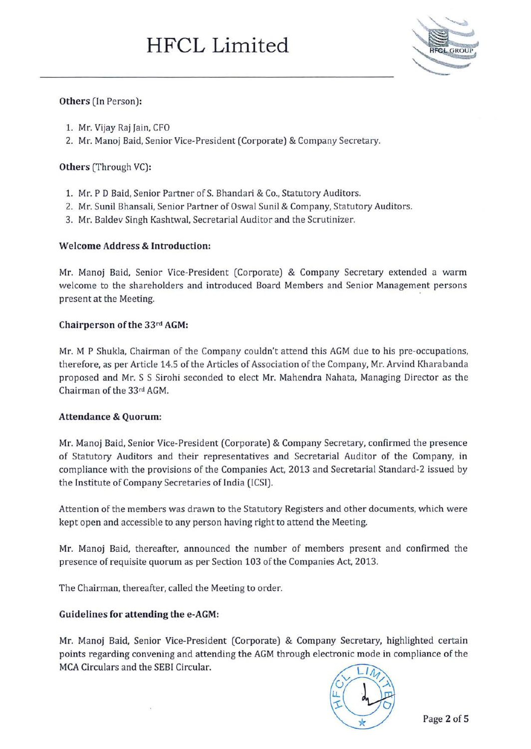**Others** (In Person):

1. Mr. Vijay Raj Jain, CFO
2. Mr. Manoj Baid, Senior Vice-President (Corporate) & Company Secretary.

**Others** (Through VC):

1. Mr. P D Baid, Senior Partner of S. Bhandari & Co., Statutory Auditors.
2. Mr. Sunil Bhansali, Senior Partner of Oswal Sunil & Company, Statutory Auditors.
3. Mr. Baldev Singh Kashtwal, Secretarial Auditor and the Scrutinizer.

**Welcome Address & Introduction:**

Mr. Manoj Baid, Senior Vice-President (Corporate) & Company Secretary extended a warm welcome to the shareholders and introduced Board Members and Senior Management persons present at the Meeting.

**Chairperson of the 33rd AGM:**

Mr. M P Shukla, Chairman of the Company couldn't attend this AGM due to his pre-occupations, therefore, as per Article 14.5 of the Articles of Association of the Company, Mr. Arvind Kharabanda proposed and Mr. S S Sirohi seconded to elect Mr. Mahendra Nahata, Managing Director as the Chairman of the 33rd AGM.

**Attendance & Quorum:**

Mr. Manoj Baid, Senior Vice-President (Corporate) & Company Secretary, confirmed the presence of Statutory Auditors and their representatives and Secretarial Auditor of the Company, in compliance with the provisions of the Companies Act, 2013 and Secretarial Standard-2 issued by the Institute of Company Secretaries of India (ICSI).

Attention of the members was drawn to the Statutory Registers and other documents, which were kept open and accessible to any person having right to attend the Meeting.

Mr. Manoj Baid, thereafter, announced the number of members present and confirmed the presence of requisite quorum as per Section 103 of the Companies Act, 2013.

The Chairman, thereafter, called the Meeting to order.

**Guidelines for attending the e-AGM:**

Mr. Manoj Baid, Senior Vice-President (Corporate) & Company Secretary, highlighted certain points regarding convening and attending the AGM through electronic mode in compliance of the MCA Circulars and the SEBI Circular.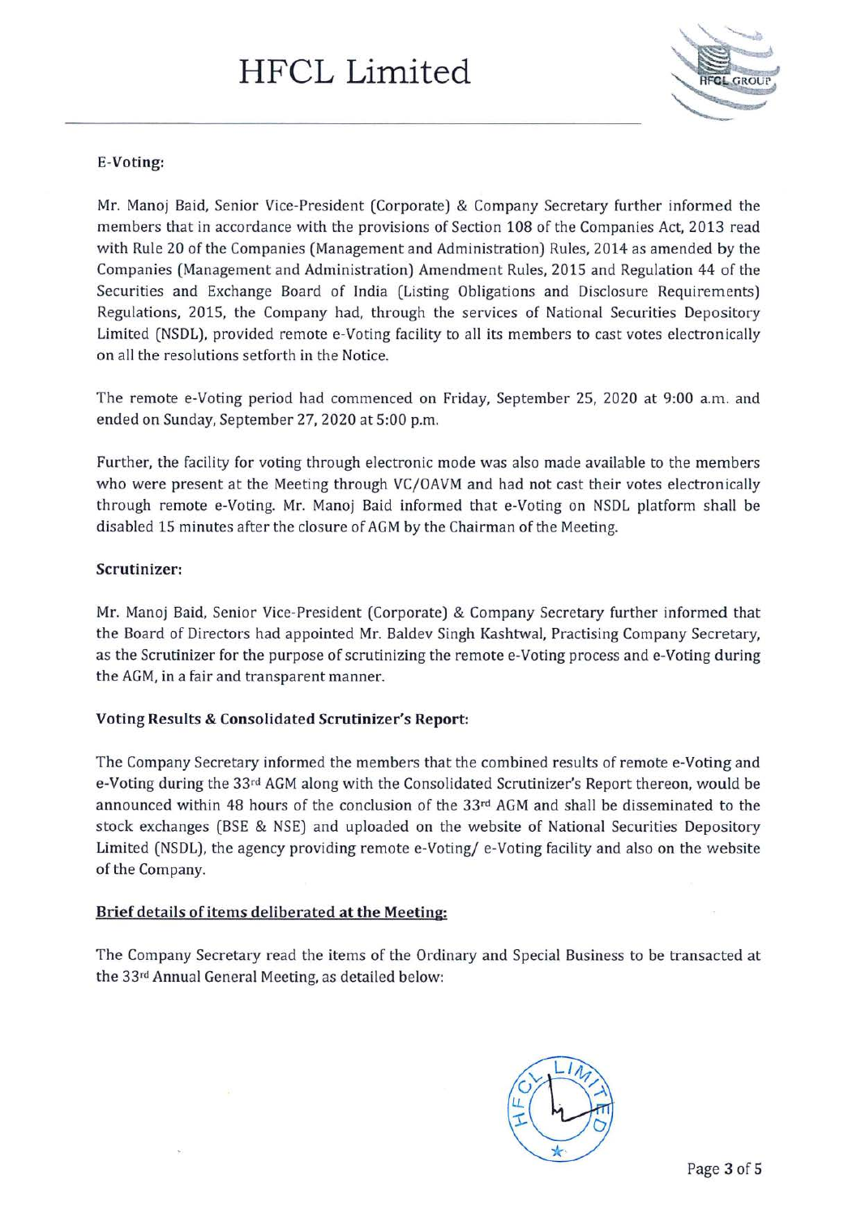### E-Voting:

Mr. Manoj Baid, Senior Vice-President (Corporate) & Company Secretary further informed the members that in accordance with the provisions of Section 108 of the Companies Act, 2013 read with Rule 20 of the Companies (Management and Administration) Rules, 2014 as amended by the Companies (Management and Administration) Amendment Rules, 2015 and Regulation 44 of the Securities and Exchange Board of India (Listing Obligations and Disclosure Requirements) Regulations, 2015, the Company had, through the services of National Securities Depository Limited (NSDL), provided remote e-Voting facility to all its members to cast votes electronically on all the resolutions setforth in the Notice.

The remote e-Voting period had commenced on Friday, September 25, 2020 at 9:00 a.m. and ended on Sunday, September 27, 2020 at 5:00 p.m.

Further, the facility for voting through electronic mode was also made available to the members who were present at the Meeting through VC/OAVM and had not cast their votes electronically through remote e-Voting. Mr. Manoj Baid informed that e-Voting on NSDL platform shall be disabled 15 minutes after the closure of AGM by the Chairman of the Meeting.

### Scrutinizer:

Mr. Manoj Baid, Senior Vice-President (Corporate) & Company Secretary further informed that the Board of Directors had appointed Mr. Baldev Singh Kashtwal, Practising Company Secretary, as the Scrutinizer for the purpose of scrutinizing the remote e-Voting process and e-Voting during the AGM, in a fair and transparent manner.

### Voting Results & Consolidated Scrutinizer's Report:

The Company Secretary informed the members that the combined results of remote e-Voting and e-Voting during the 33rd AGM along with the Consolidated Scrutinizer's Report thereon, would be announced within 48 hours of the conclusion of the 33rd AGM and shall be disseminated to the stock exchanges (BSE & NSE) and uploaded on the website of National Securities Depository Limited (NSDL), the agency providing remote e-Voting/ e-Voting facility and also on the website of the Company.

### Brief details of items deliberated at the Meeting:

The Company Secretary read the items of the Ordinary and Special Business to be transacted at the 33rd Annual General Meeting, as detailed below: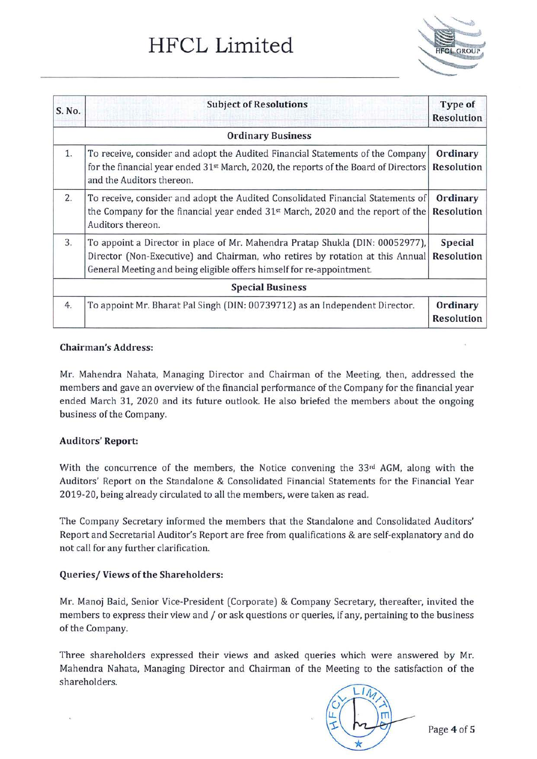| S. No. | Subject of Resolutions | Type of Resolution |
|---|---|---|
| | **Ordinary Business** | |
| 1. | To receive, consider and adopt the Audited Financial Statements of the Company for the financial year ended 31st March, 2020, the reports of the Board of Directors and the Auditors thereon. | **Ordinary Resolution** |
| 2. | To receive, consider and adopt the Audited Consolidated Financial Statements of the Company for the financial year ended 31st March, 2020 and the report of the Auditors thereon. | **Ordinary Resolution** |
| 3. | To appoint a Director in place of Mr. Mahendra Pratap Shukla (DIN: 00052977), Director (Non-Executive) and Chairman, who retires by rotation at this Annual General Meeting and being eligible offers himself for re-appointment. | **Special Resolution** |
| | **Special Business** | |
| 4. | To appoint Mr. Bharat Pal Singh (DIN: 00739712) as an Independent Director. | **Ordinary Resolution** |

**Chairman's Address:**

Mr. Mahendra Nahata, Managing Director and Chairman of the Meeting, then, addressed the members and gave an overview of the financial performance of the Company for the financial year ended March 31, 2020 and its future outlook. He also briefed the members about the ongoing business of the Company.

**Auditors' Report:**

With the concurrence of the members, the Notice convening the 33rd AGM, along with the Auditors' Report on the Standalone & Consolidated Financial Statements for the Financial Year 2019-20, being already circulated to all the members, were taken as read.

The Company Secretary informed the members that the Standalone and Consolidated Auditors' Report and Secretarial Auditor's Report are free from qualifications & are self-explanatory and do not call for any further clarification.

**Queries/ Views of the Shareholders:**

Mr. Manoj Baid, Senior Vice-President (Corporate) & Company Secretary, thereafter, invited the members to express their view and / or ask questions or queries, if any, pertaining to the business of the Company.

Three shareholders expressed their views and asked queries which were answered by Mr. Mahendra Nahata, Managing Director and Chairman of the Meeting to the satisfaction of the shareholders.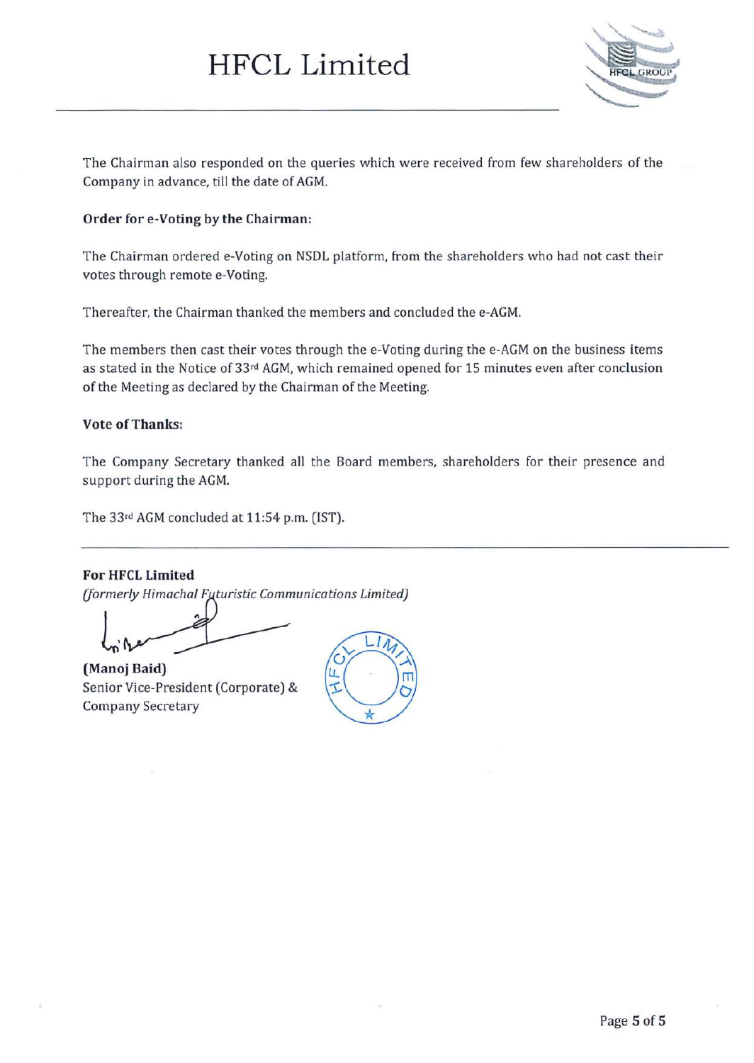The Chairman also responded on the queries which were received from few shareholders of the Company in advance, till the date of AGM.

**Order for e-Voting by the Chairman:**

The Chairman ordered e-Voting on NSDL platform, from the shareholders who had not cast their votes through remote e-Voting.

Thereafter, the Chairman thanked the members and concluded the e-AGM.

The members then cast their votes through the e-Voting during the e-AGM on the business items as stated in the Notice of 33rd AGM, which remained opened for 15 minutes even after conclusion of the Meeting as declared by the Chairman of the Meeting.

**Vote of Thanks:**

The Company Secretary thanked all the Board members, shareholders for their presence and support during the AGM.

The 33rd AGM concluded at 11:54 p.m. (IST).

---

**For HFCL Limited**
*(formerly Himachal Futuristic Communications Limited)*

**(Manoj Baid)**
Senior Vice-President (Corporate) &
Company Secretary